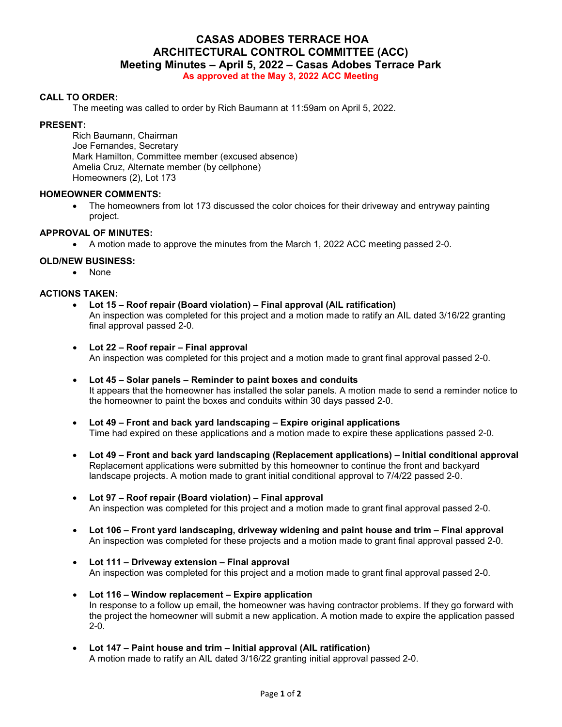# CASAS ADOBES TERRACE HOA
# ARCHITECTURAL CONTROL COMMITTEE (ACC)
## Meeting Minutes – April 5, 2022 – Casas Adobes Terrace Park

**As approved at the May 3, 2022 ACC Meeting**

**CALL TO ORDER:**

The meeting was called to order by Rich Baumann at 11:59am on April 5, 2022.

**PRESENT:**

Rich Baumann, Chairman
Joe Fernandes, Secretary
Mark Hamilton, Committee member (excused absence)
Amelia Cruz, Alternate member (by cellphone)
Homeowners (2), Lot 173

**HOMEOWNER COMMENTS:**

- The homeowners from lot 173 discussed the color choices for their driveway and entryway painting project.

**APPROVAL OF MINUTES:**

- A motion made to approve the minutes from the March 1, 2022 ACC meeting passed 2-0.

**OLD/NEW BUSINESS:**

- None

**ACTIONS TAKEN:**

- **Lot 15 – Roof repair (Board violation) – Final approval (AIL ratification)**
  An inspection was completed for this project and a motion made to ratify an AIL dated 3/16/22 granting final approval passed 2-0.

- **Lot 22 – Roof repair – Final approval**
  An inspection was completed for this project and a motion made to grant final approval passed 2-0.

- **Lot 45 – Solar panels – Reminder to paint boxes and conduits**
  It appears that the homeowner has installed the solar panels. A motion made to send a reminder notice to the homeowner to paint the boxes and conduits within 30 days passed 2-0.

- **Lot 49 – Front and back yard landscaping – Expire original applications**
  Time had expired on these applications and a motion made to expire these applications passed 2-0.

- **Lot 49 – Front and back yard landscaping (Replacement applications) – Initial conditional approval**
  Replacement applications were submitted by this homeowner to continue the front and backyard landscape projects. A motion made to grant initial conditional approval to 7/4/22 passed 2-0.

- **Lot 97 – Roof repair (Board violation) – Final approval**
  An inspection was completed for this project and a motion made to grant final approval passed 2-0.

- **Lot 106 – Front yard landscaping, driveway widening and paint house and trim – Final approval**
  An inspection was completed for these projects and a motion made to grant final approval passed 2-0.

- **Lot 111 – Driveway extension – Final approval**
  An inspection was completed for this project and a motion made to grant final approval passed 2-0.

- **Lot 116 – Window replacement – Expire application**
  In response to a follow up email, the homeowner was having contractor problems. If they go forward with the project the homeowner will submit a new application. A motion made to expire the application passed 2-0.

- **Lot 147 – Paint house and trim – Initial approval (AIL ratification)**
  A motion made to ratify an AIL dated 3/16/22 granting initial approval passed 2-0.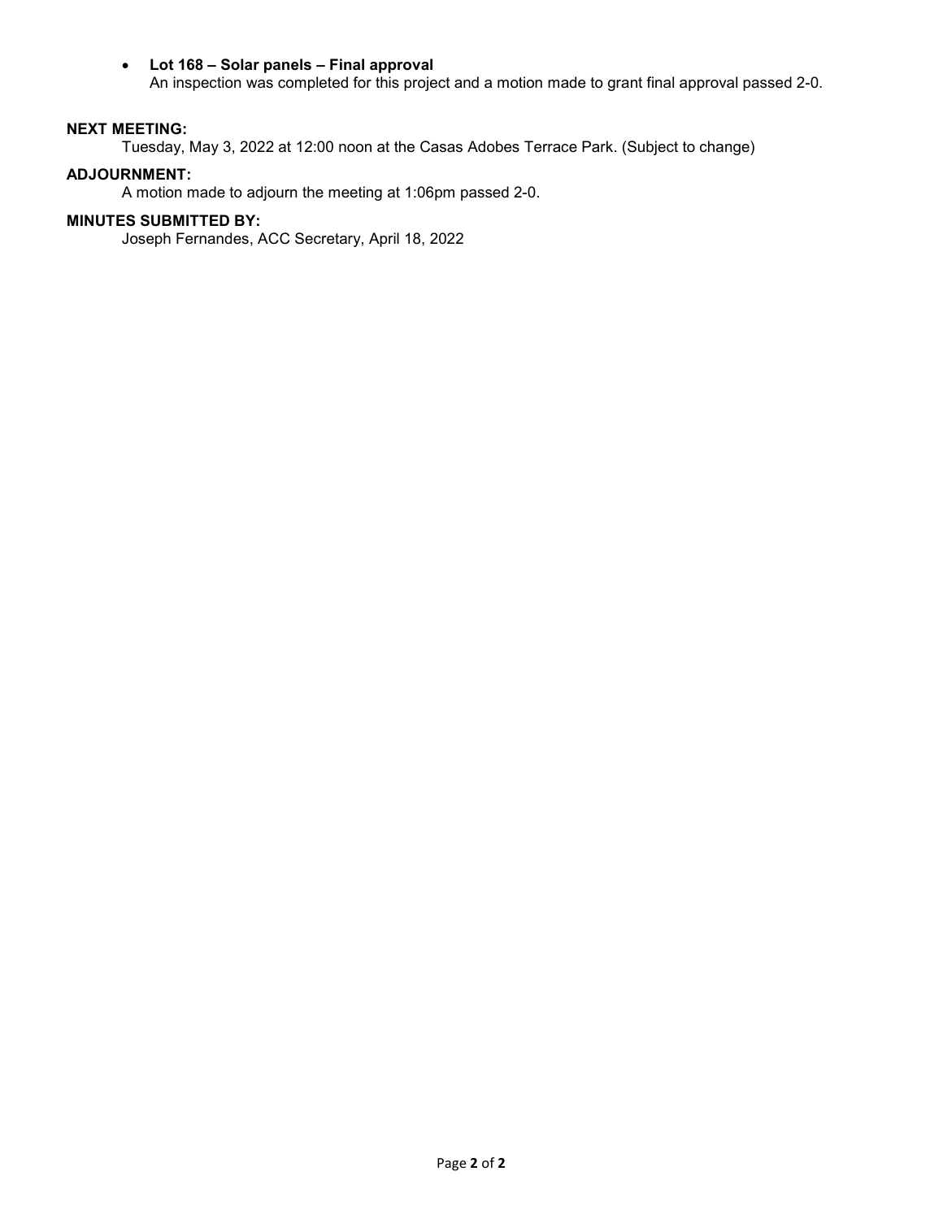- **Lot 168 – Solar panels – Final approval**
  An inspection was completed for this project and a motion made to grant final approval passed 2-0.

**NEXT MEETING:**
Tuesday, May 3, 2022 at 12:00 noon at the Casas Adobes Terrace Park. (Subject to change)

**ADJOURNMENT:**
A motion made to adjourn the meeting at 1:06pm passed 2-0.

**MINUTES SUBMITTED BY:**
Joseph Fernandes, ACC Secretary, April 18, 2022